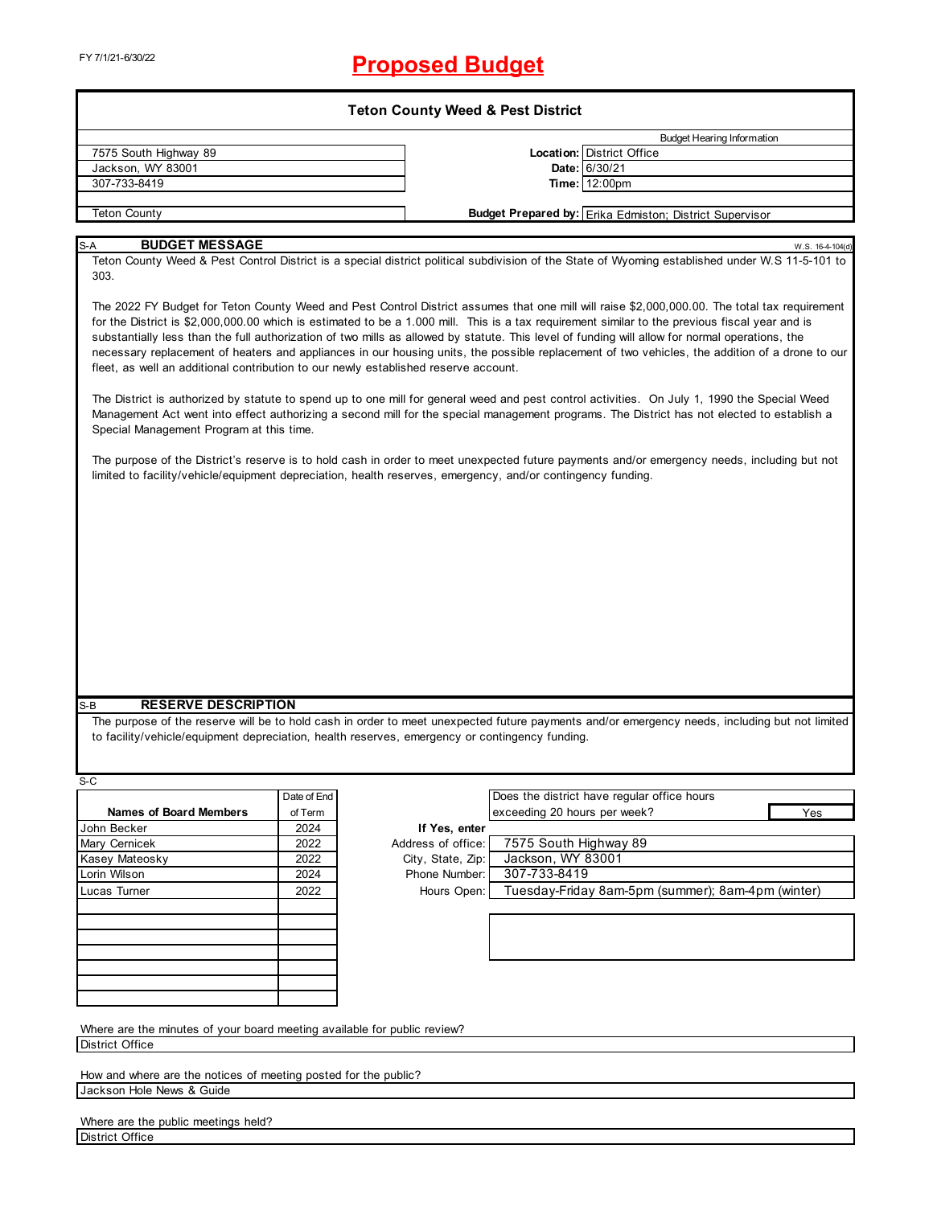FY 7/1/21-6/30/22

# Proposed Budget

## Teton County Weed & Pest District

| | | |
|---|---|---|
| 7575 South Highway 89 | | Budget Hearing Information |
| Jackson, WY 83001 | **Location:** | District Office |
| 307-733-8419 | **Date:** | 6/30/21 |
| | **Time:** | 12:00pm |
| Teton County | **Budget Prepared by:** | Erika Edmiston; District Supervisor |

### S-A BUDGET MESSAGE

W.S. 16-4-104(d)

Teton County Weed & Pest Control District is a special district political subdivision of the State of Wyoming established under W.S 11-5-101 to 303.

The 2022 FY Budget for Teton County Weed and Pest Control District assumes that one mill will raise $2,000,000.00. The total tax requirement for the District is $2,000,000.00 which is estimated to be a 1.000 mill. This is a tax requirement similar to the previous fiscal year and is substantially less than the full authorization of two mills as allowed by statute. This level of funding will allow for normal operations, the necessary replacement of heaters and appliances in our housing units, the possible replacement of two vehicles, the addition of a drone to our fleet, as well an additional contribution to our newly established reserve account.

The District is authorized by statute to spend up to one mill for general weed and pest control activities. On July 1, 1990 the Special Weed Management Act went into effect authorizing a second mill for the special management programs. The District has not elected to establish a Special Management Program at this time.

The purpose of the District's reserve is to hold cash in order to meet unexpected future payments and/or emergency needs, including but not limited to facility/vehicle/equipment depreciation, health reserves, emergency, and/or contingency funding.

### S-B RESERVE DESCRIPTION

The purpose of the reserve will be to hold cash in order to meet unexpected future payments and/or emergency needs, including but not limited to facility/vehicle/equipment depreciation, health reserves, emergency or contingency funding.

### S-C

| Names of Board Members | Date of End of Term |
|---|---|
| John Becker | 2024 |
| Mary Cernicek | 2022 |
| Kasey Mateosky | 2022 |
| Lorin Wilson | 2024 |
| Lucas Turner | 2022 |

Does the district have regular office hours exceeding 20 hours per week? Yes

**If Yes, enter**

| | |
|---|---|
| Address of office: | 7575 South Highway 89 |
| City, State, Zip: | Jackson, WY 83001 |
| Phone Number: | 307-733-8419 |
| Hours Open: | Tuesday-Friday 8am-5pm (summer); 8am-4pm (winter) |

Where are the minutes of your board meeting available for public review?
District Office

How and where are the notices of meeting posted for the public?
Jackson Hole News & Guide

Where are the public meetings held?
District Office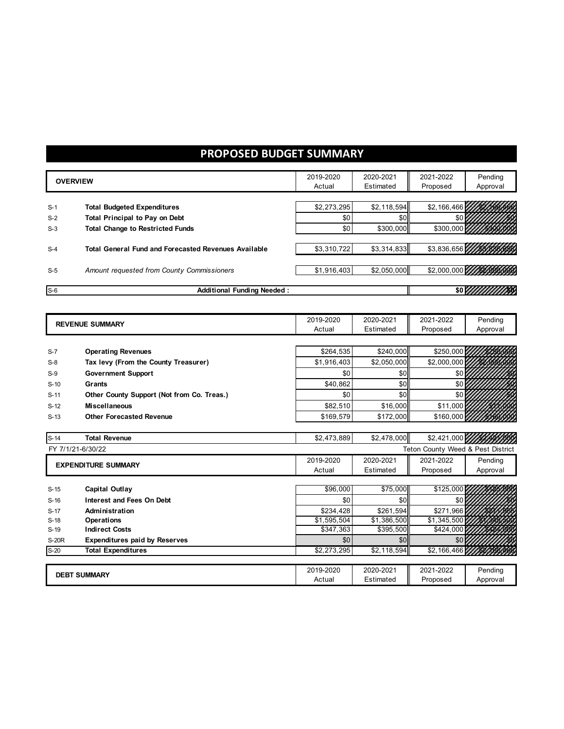# PROPOSED BUDGET SUMMARY

| | OVERVIEW | 2019-2020 Actual | 2020-2021 Estimated | 2021-2022 Proposed | Pending Approval |
|---|---|---|---|---|---|
| S-1 | **Total Budgeted Expenditures** | $2,273,295 | $2,118,594 | $2,166,466 | $2,166,466 |
| S-2 | **Total Principal to Pay on Debt** | $0 | $0 | $0 | $0 |
| S-3 | **Total Change to Restricted Funds** | $0 | $300,000 | $300,000 | $300,000 |
| S-4 | **Total General Fund and Forecasted Revenues Available** | $3,310,722 | $3,314,833 | $3,836,656 | $3,836,656 |
| S-5 | *Amount requested from County Commissioners* | $1,916,403 | $2,050,000 | $2,000,000 | $2,000,000 |
| S-6 | **Additional Funding Needed :** | | | $0 | $0 |

| | REVENUE SUMMARY | 2019-2020 Actual | 2020-2021 Estimated | 2021-2022 Proposed | Pending Approval |
|---|---|---|---|---|---|
| S-7 | **Operating Revenues** | $264,535 | $240,000 | $250,000 | $250,000 |
| S-8 | **Tax levy (From the County Treasurer)** | $1,916,403 | $2,050,000 | $2,000,000 | $2,000,000 |
| S-9 | **Government Support** | $0 | $0 | $0 | $0 |
| S-10 | **Grants** | $40,862 | $0 | $0 | $0 |
| S-11 | **Other County Support (Not from Co. Treas.)** | $0 | $0 | $0 | $0 |
| S-12 | **Miscellaneous** | $82,510 | $16,000 | $11,000 | $11,000 |
| S-13 | **Other Forecasted Revenue** | $169,579 | $172,000 | $160,000 | $160,000 |
| S-14 | **Total Revenue** | $2,473,889 | $2,478,000 | $2,421,000 | $2,421,000 |

FY 7/1/21-6/30/22 — Teton County Weed & Pest District

| | EXPENDITURE SUMMARY | 2019-2020 Actual | 2020-2021 Estimated | 2021-2022 Proposed | Pending Approval |
|---|---|---|---|---|---|
| S-15 | **Capital Outlay** | $96,000 | $75,000 | $125,000 | $125,000 |
| S-16 | **Interest and Fees On Debt** | $0 | $0 | $0 | $0 |
| S-17 | **Administration** | $234,428 | $261,594 | $271,966 | $271,966 |
| S-18 | **Operations** | $1,595,504 | $1,386,500 | $1,345,500 | $1,345,500 |
| S-19 | **Indirect Costs** | $347,363 | $395,500 | $424,000 | $424,000 |
| S-20R | **Expenditures paid by Reserves** | $0 | $0 | $0 | $0 |
| S-20 | **Total Expenditures** | $2,273,295 | $2,118,594 | $2,166,466 | $2,166,466 |

| | DEBT SUMMARY | 2019-2020 Actual | 2020-2021 Estimated | 2021-2022 Proposed | Pending Approval |
|---|---|---|---|---|---|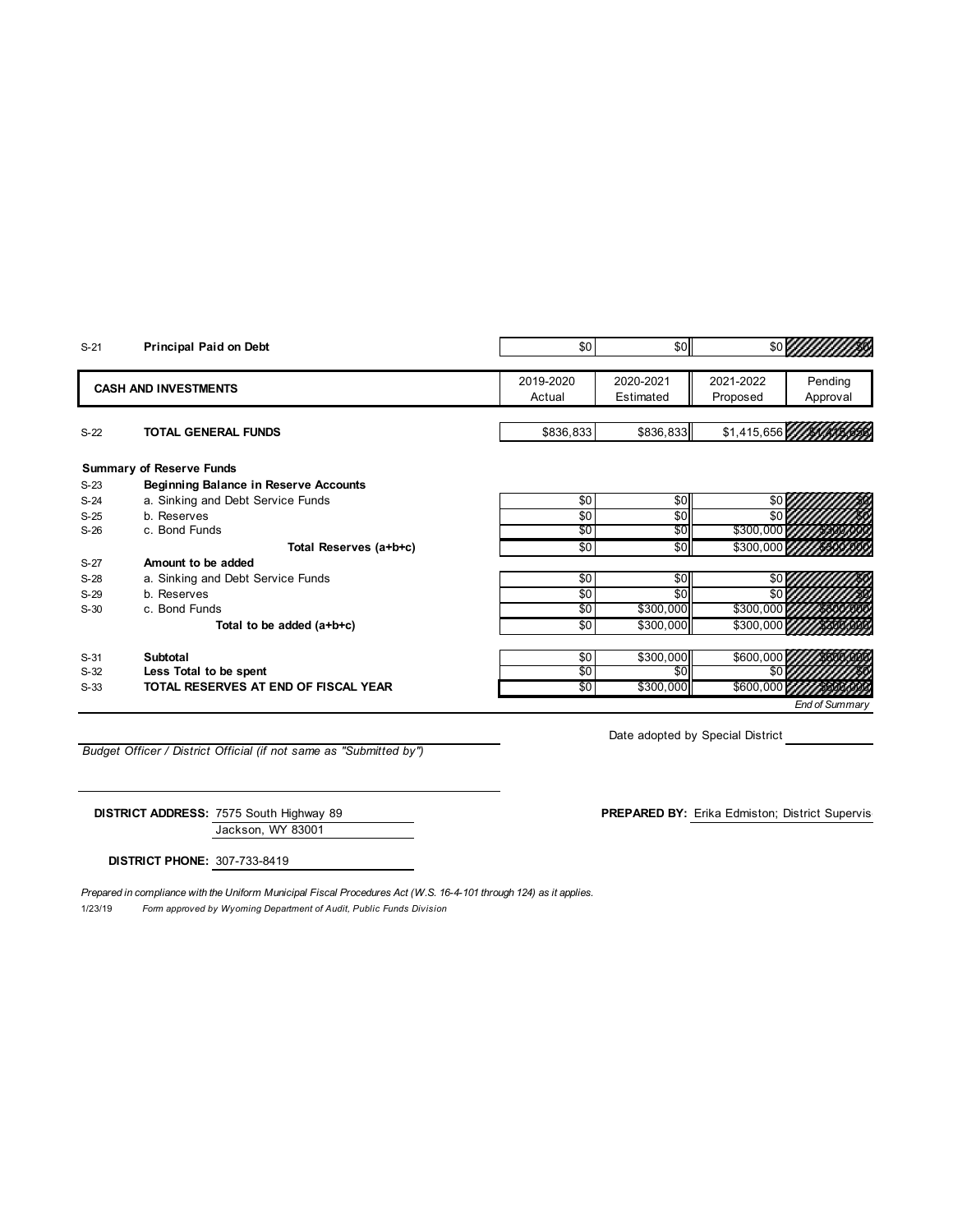| | | 2019-2020 Actual | 2020-2021 Estimated | 2021-2022 Proposed | Pending Approval |
|---|---|---|---|---|---|
| S-21 | **Principal Paid on Debt** | $0 | $0 | $0 | $0 |

| | **CASH AND INVESTMENTS** | 2019-2020 Actual | 2020-2021 Estimated | 2021-2022 Proposed | Pending Approval |
|---|---|---|---|---|---|
| S-22 | **TOTAL GENERAL FUNDS** | $836,833 | $836,833 | $1,415,656 | $1,415,656 |
| | **Summary of Reserve Funds** | | | | |
| S-23 | **Beginning Balance in Reserve Accounts** | | | | |
| S-24 | a. Sinking and Debt Service Funds | $0 | $0 | $0 | $0 |
| S-25 | b. Reserves | $0 | $0 | $0 | $0 |
| S-26 | c. Bond Funds | $0 | $0 | $300,000 | $300,000 |
| | **Total Reserves (a+b+c)** | $0 | $0 | $300,000 | $300,000 |
| S-27 | **Amount to be added** | | | | |
| S-28 | a. Sinking and Debt Service Funds | $0 | $0 | $0 | $0 |
| S-29 | b. Reserves | $0 | $0 | $0 | $0 |
| S-30 | c. Bond Funds | $0 | $300,000 | $300,000 | $300,000 |
| | **Total to be added (a+b+c)** | $0 | $300,000 | $300,000 | $300,000 |
| S-31 | **Subtotal** | $0 | $300,000 | $600,000 | $600,000 |
| S-32 | **Less Total to be spent** | $0 | $0 | $0 | $0 |
| S-33 | **TOTAL RESERVES AT END OF FISCAL YEAR** | $0 | $300,000 | $600,000 | $600,000 |

*End of Summary*

*Budget Officer / District Official (if not same as "Submitted by")*

Date adopted by Special District

**DISTRICT ADDRESS:** 7575 South Highway 89
Jackson, WY 83001

**PREPARED BY:** Erika Edmiston; District Supervis

**DISTRICT PHONE:** 307-733-8419

*Prepared in compliance with the Uniform Municipal Fiscal Procedures Act (W.S. 16-4-101 through 124) as it applies.*

1/23/19 *Form approved by Wyoming Department of Audit, Public Funds Division*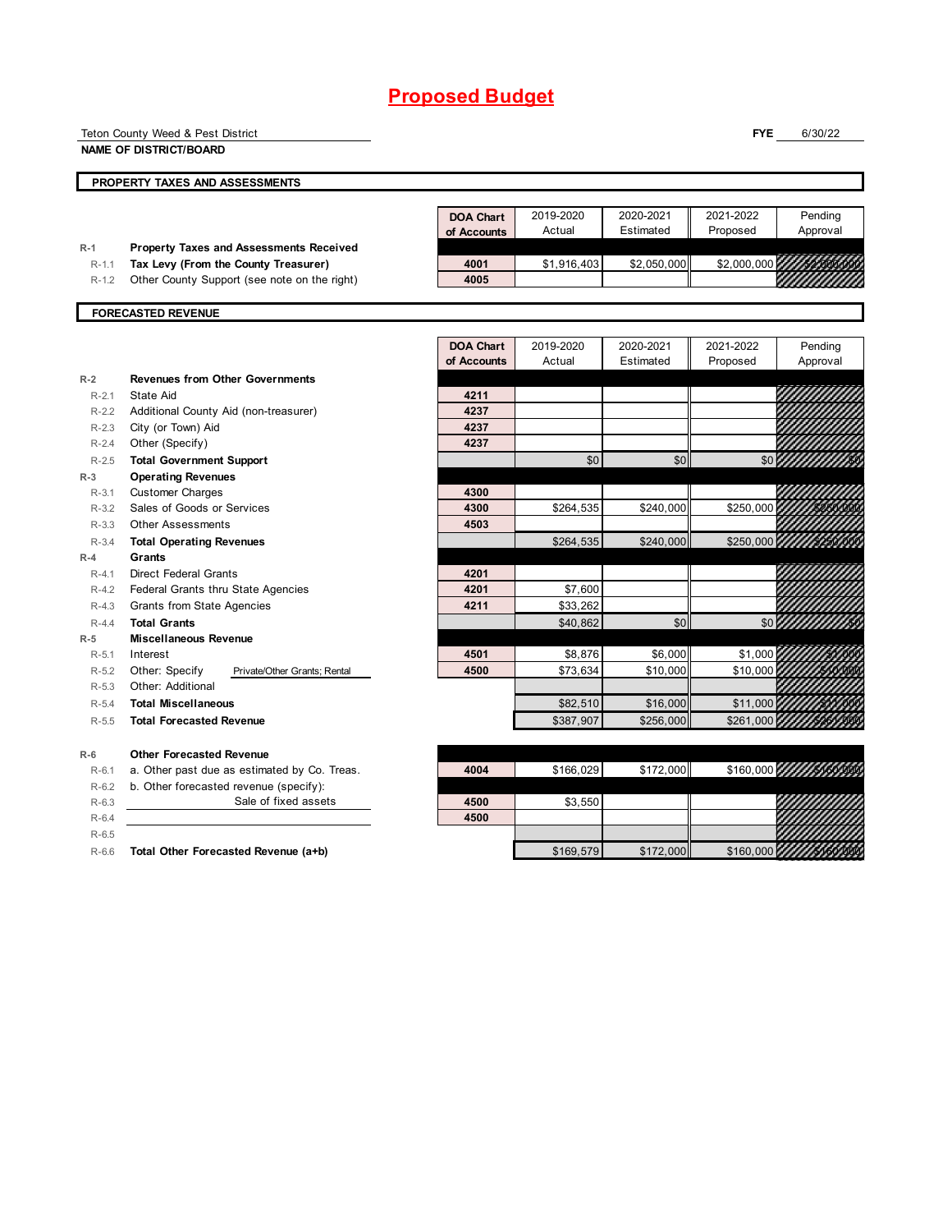# Proposed Budget

Teton County Weed & Pest District
**NAME OF DISTRICT/BOARD**

**FYE** 6/30/22

## PROPERTY TAXES AND ASSESSMENTS

| | | DOA Chart of Accounts | 2019-2020 Actual | 2020-2021 Estimated | 2021-2022 Proposed | Pending Approval |
|---|---|---|---|---|---|---|
| R-1 | **Property Taxes and Assessments Received** | | | | | |
| R-1.1 | **Tax Levy (From the County Treasurer)** | 4001 | $1,916,403 | $2,050,000 | $2,000,000 | $2,000,000 |
| R-1.2 | Other County Support (see note on the right) | 4005 | | | | |

## FORECASTED REVENUE

| | | DOA Chart of Accounts | 2019-2020 Actual | 2020-2021 Estimated | 2021-2022 Proposed | Pending Approval |
|---|---|---|---|---|---|---|
| R-2 | **Revenues from Other Governments** | | | | | |
| R-2.1 | State Aid | 4211 | | | | |
| R-2.2 | Additional County Aid (non-treasurer) | 4237 | | | | |
| R-2.3 | City (or Town) Aid | 4237 | | | | |
| R-2.4 | Other (Specify) | 4237 | | | | |
| R-2.5 | **Total Government Support** | | $0 | $0 | $0 | $0 |
| R-3 | **Operating Revenues** | | | | | |
| R-3.1 | Customer Charges | 4300 | | | | |
| R-3.2 | Sales of Goods or Services | 4300 | $264,535 | $240,000 | $250,000 | $250,000 |
| R-3.3 | Other Assessments | 4503 | | | | |
| R-3.4 | **Total Operating Revenues** | | $264,535 | $240,000 | $250,000 | $250,000 |
| R-4 | **Grants** | | | | | |
| R-4.1 | Direct Federal Grants | 4201 | | | | |
| R-4.2 | Federal Grants thru State Agencies | 4201 | $7,600 | | | |
| R-4.3 | Grants from State Agencies | 4211 | $33,262 | | | |
| R-4.4 | **Total Grants** | | $40,862 | $0 | $0 | $0 |
| R-5 | **Miscellaneous Revenue** | | | | | |
| R-5.1 | Interest | 4501 | $8,876 | $6,000 | $1,000 | $1,000 |
| R-5.2 | Other: Specify Private/Other Grants; Rental | 4500 | $73,634 | $10,000 | $10,000 | $10,000 |
| R-5.3 | Other: Additional | | | | | |
| R-5.4 | **Total Miscellaneous** | | $82,510 | $16,000 | $11,000 | $11,000 |
| R-5.5 | **Total Forecasted Revenue** | | $387,907 | $256,000 | $261,000 | $261,000 |
| R-6 | **Other Forecasted Revenue** | | | | | |
| R-6.1 | a. Other past due as estimated by Co. Treas. | 4004 | $166,029 | $172,000 | $160,000 | $160,000 |
| R-6.2 | b. Other forecasted revenue (specify): | | | | | |
| R-6.3 | Sale of fixed assets | 4500 | $3,550 | | | |
| R-6.4 | | 4500 | | | | |
| R-6.5 | | | | | | |
| R-6.6 | **Total Other Forecasted Revenue (a+b)** | | $169,579 | $172,000 | $160,000 | $160,000 |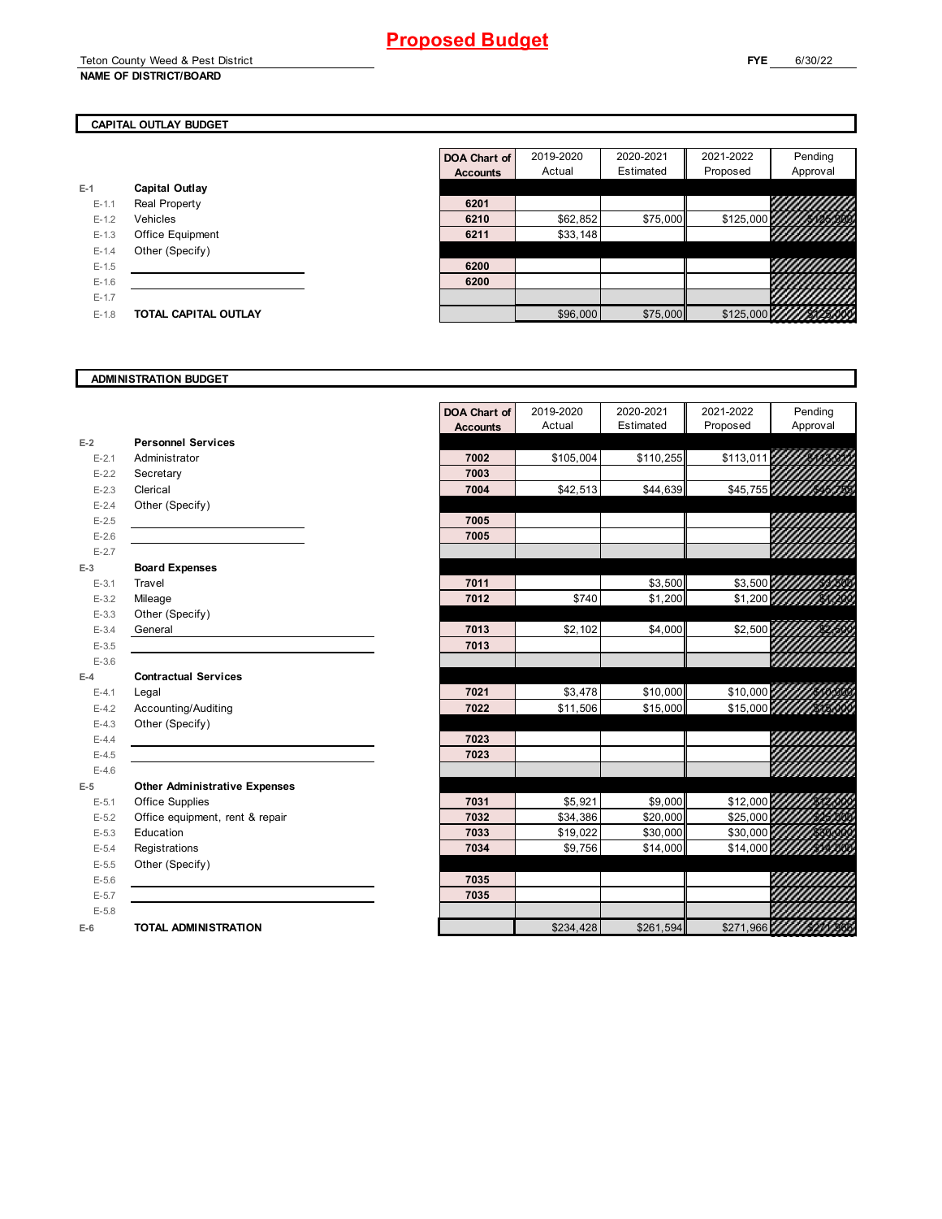# Proposed Budget

Teton County Weed & Pest District
**NAME OF DISTRICT/BOARD**

**FYE** 6/30/22

## CAPITAL OUTLAY BUDGET

| | | DOA Chart of Accounts | 2019-2020 Actual | 2020-2021 Estimated | 2021-2022 Proposed | Pending Approval |
|---|---|---|---|---|---|---|
| E-1 | **Capital Outlay** | | | | | |
| E-1.1 | Real Property | 6201 | | | | |
| E-1.2 | Vehicles | 6210 | $62,852 | $75,000 | $125,000 | $125,000 |
| E-1.3 | Office Equipment | 6211 | $33,148 | | | |
| E-1.4 | Other (Specify) | | | | | |
| E-1.5 | | 6200 | | | | |
| E-1.6 | | 6200 | | | | |
| E-1.7 | | | | | | |
| E-1.8 | **TOTAL CAPITAL OUTLAY** | | $96,000 | $75,000 | $125,000 | $125,000 |

## ADMINISTRATION BUDGET

| | | DOA Chart of Accounts | 2019-2020 Actual | 2020-2021 Estimated | 2021-2022 Proposed | Pending Approval |
|---|---|---|---|---|---|---|
| E-2 | **Personnel Services** | | | | | |
| E-2.1 | Administrator | 7002 | $105,004 | $110,255 | $113,011 | $113,011 |
| E-2.2 | Secretary | 7003 | | | | |
| E-2.3 | Clerical | 7004 | $42,513 | $44,639 | $45,755 | $45,755 |
| E-2.4 | Other (Specify) | | | | | |
| E-2.5 | | 7005 | | | | |
| E-2.6 | | 7005 | | | | |
| E-2.7 | | | | | | |
| E-3 | **Board Expenses** | | | | | |
| E-3.1 | Travel | 7011 | | $3,500 | $3,500 | $3,500 |
| E-3.2 | Mileage | 7012 | $740 | $1,200 | $1,200 | $1,200 |
| E-3.3 | Other (Specify) | | | | | |
| E-3.4 | General | 7013 | $2,102 | $4,000 | $2,500 | $2,500 |
| E-3.5 | | 7013 | | | | |
| E-3.6 | | | | | | |
| E-4 | **Contractual Services** | | | | | |
| E-4.1 | Legal | 7021 | $3,478 | $10,000 | $10,000 | $10,000 |
| E-4.2 | Accounting/Auditing | 7022 | $11,506 | $15,000 | $15,000 | $15,000 |
| E-4.3 | Other (Specify) | | | | | |
| E-4.4 | | 7023 | | | | |
| E-4.5 | | 7023 | | | | |
| E-4.6 | | | | | | |
| E-5 | **Other Administrative Expenses** | | | | | |
| E-5.1 | Office Supplies | 7031 | $5,921 | $9,000 | $12,000 | $12,000 |
| E-5.2 | Office equipment, rent & repair | 7032 | $34,386 | $20,000 | $25,000 | $25,000 |
| E-5.3 | Education | 7033 | $19,022 | $30,000 | $30,000 | $30,000 |
| E-5.4 | Registrations | 7034 | $9,756 | $14,000 | $14,000 | $14,000 |
| E-5.5 | Other (Specify) | | | | | |
| E-5.6 | | 7035 | | | | |
| E-5.7 | | 7035 | | | | |
| E-5.8 | | | | | | |
| E-6 | **TOTAL ADMINISTRATION** | | $234,428 | $261,594 | $271,966 | $271,966 |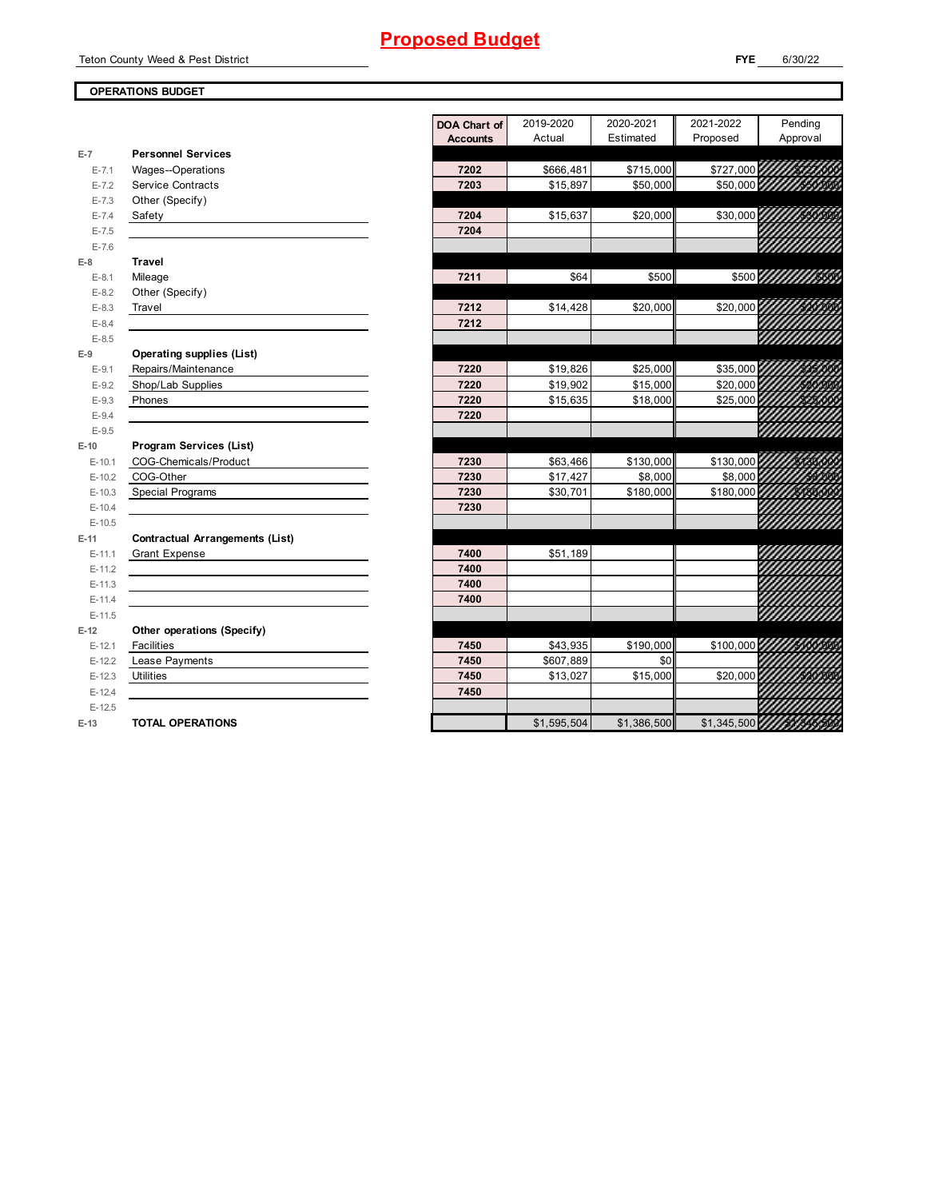# Proposed Budget

Teton County Weed & Pest District

**FYE** 6/30/22

**OPERATIONS BUDGET**

| | | DOA Chart of Accounts | 2019-2020 Actual | 2020-2021 Estimated | 2021-2022 Proposed | Pending Approval |
|---|---|---|---|---|---|---|
| **E-7** | **Personnel Services** | | | | | |
| E-7.1 | Wages--Operations | 7202 | $666,481 | $715,000 | $727,000 | $727,000 |
| E-7.2 | Service Contracts | 7203 | $15,897 | $50,000 | $50,000 | $50,000 |
| E-7.3 | Other (Specify) | | | | | |
| E-7.4 | Safety | 7204 | $15,637 | $20,000 | $30,000 | $30,000 |
| E-7.5 | | 7204 | | | | |
| E-7.6 | | | | | | |
| **E-8** | **Travel** | | | | | |
| E-8.1 | Mileage | 7211 | $64 | $500 | $500 | $500 |
| E-8.2 | Other (Specify) | | | | | |
| E-8.3 | Travel | 7212 | $14,428 | $20,000 | $20,000 | $20,000 |
| E-8.4 | | 7212 | | | | |
| E-8.5 | | | | | | |
| **E-9** | **Operating supplies (List)** | | | | | |
| E-9.1 | Repairs/Maintenance | 7220 | $19,826 | $25,000 | $35,000 | $35,000 |
| E-9.2 | Shop/Lab Supplies | 7220 | $19,902 | $15,000 | $20,000 | $20,000 |
| E-9.3 | Phones | 7220 | $15,635 | $18,000 | $25,000 | $25,000 |
| E-9.4 | | 7220 | | | | |
| E-9.5 | | | | | | |
| **E-10** | **Program Services (List)** | | | | | |
| E-10.1 | COG-Chemicals/Product | 7230 | $63,466 | $130,000 | $130,000 | $130,000 |
| E-10.2 | COG-Other | 7230 | $17,427 | $8,000 | $8,000 | $8,000 |
| E-10.3 | Special Programs | 7230 | $30,701 | $180,000 | $180,000 | $180,000 |
| E-10.4 | | 7230 | | | | |
| E-10.5 | | | | | | |
| **E-11** | **Contractual Arrangements (List)** | | | | | |
| E-11.1 | Grant Expense | 7400 | $51,189 | | | |
| E-11.2 | | 7400 | | | | |
| E-11.3 | | 7400 | | | | |
| E-11.4 | | 7400 | | | | |
| E-11.5 | | | | | | |
| **E-12** | **Other operations (Specify)** | | | | | |
| E-12.1 | Facilities | 7450 | $43,935 | $190,000 | $100,000 | $100,000 |
| E-12.2 | Lease Payments | 7450 | $607,889 | $0 | | |
| E-12.3 | Utilities | 7450 | $13,027 | $15,000 | $20,000 | $20,000 |
| E-12.4 | | 7450 | | | | |
| E-12.5 | | | | | | |
| **E-13** | **TOTAL OPERATIONS** | | $1,595,504 | $1,386,500 | $1,345,500 | $1,345,500 |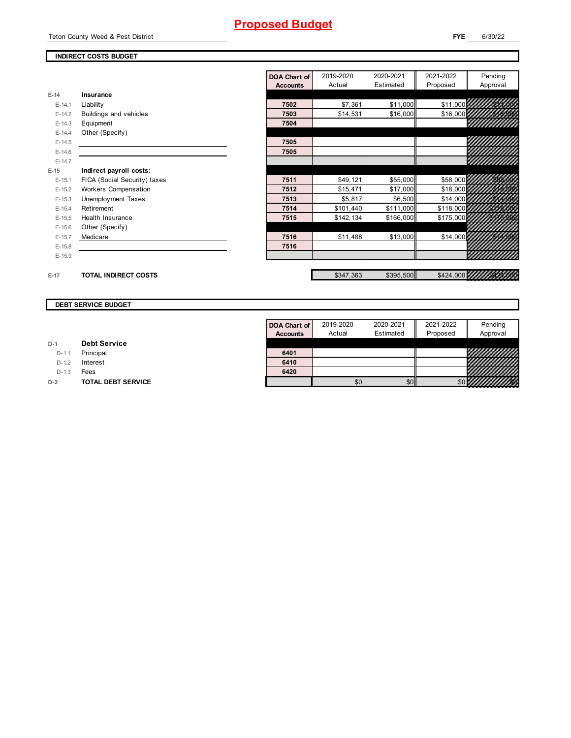# Proposed Budget

Teton County Weed & Pest District

**FYE** 6/30/22

## INDIRECT COSTS BUDGET

| | | DOA Chart of Accounts | 2019-2020 Actual | 2020-2021 Estimated | 2021-2022 Proposed | Pending Approval |
|---|---|---|---|---|---|---|
| **E-14** | **Insurance** | | | | | |
| E-14.1 | Liability | 7502 | $7,361 | $11,000 | $11,000 | $11,000 |
| E-14.2 | Buildings and vehicles | 7503 | $14,531 | $16,000 | $16,000 | $16,000 |
| E-14.3 | Equipment | 7504 | | | | |
| E-14.4 | Other (Specify) | | | | | |
| E-14.5 | | 7505 | | | | |
| E-14.6 | | 7505 | | | | |
| E-14.7 | | | | | | |
| **E-15** | **Indirect payroll costs:** | | | | | |
| E-15.1 | FICA (Social Security) taxes | 7511 | $49,121 | $55,000 | $58,000 | $58,000 |
| E-15.2 | Workers Compensation | 7512 | $15,471 | $17,000 | $18,000 | $18,000 |
| E-15.3 | Unemployment Taxes | 7513 | $5,817 | $6,500 | $14,000 | $14,000 |
| E-15.4 | Retirement | 7514 | $101,440 | $111,000 | $118,000 | $118,000 |
| E-15.5 | Health Insurance | 7515 | $142,134 | $166,000 | $175,000 | $175,000 |
| E-15.6 | Other (Specify) | | | | | |
| E-15.7 | Medicare | 7516 | $11,488 | $13,000 | $14,000 | $14,000 |
| E-15.8 | | 7516 | | | | |
| E-15.9 | | | | | | |
| **E-17** | **TOTAL INDIRECT COSTS** | | $347,363 | $395,500 | $424,000 | $424,000 |

## DEBT SERVICE BUDGET

| | | DOA Chart of Accounts | 2019-2020 Actual | 2020-2021 Estimated | 2021-2022 Proposed | Pending Approval |
|---|---|---|---|---|---|---|
| **D-1** | **Debt Service** | | | | | |
| D-1.1 | Principal | 6401 | | | | |
| D-1.2 | Interest | 6410 | | | | |
| D-1.3 | Fees | 6420 | | | | |
| **D-2** | **TOTAL DEBT SERVICE** | | $0 | $0 | $0 | $0 |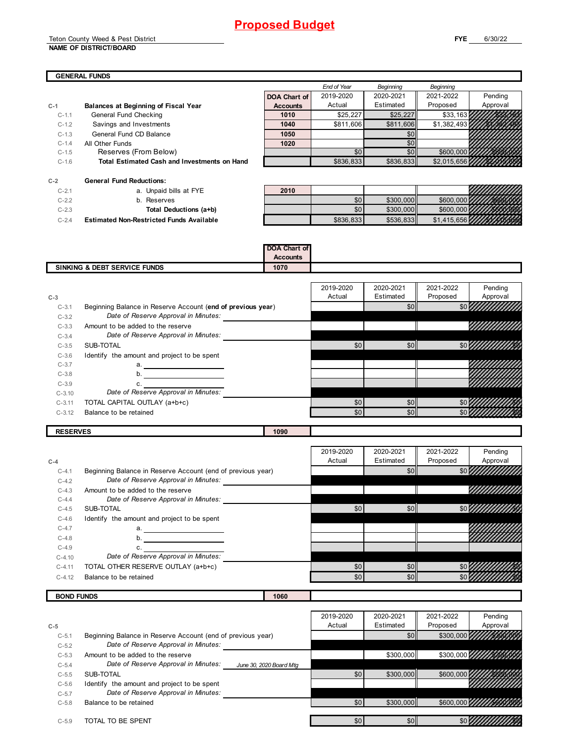# Proposed Budget

Teton County Weed & Pest District
**NAME OF DISTRICT/BOARD**

**FYE** 6/30/22

## GENERAL FUNDS

| | | DOA Chart of Accounts | End of Year 2019-2020 Actual | Beginning 2020-2021 Estimated | Beginning 2021-2022 Proposed | Pending Approval |
|---|---|---|---|---|---|---|
| C-1 | **Balances at Beginning of Fiscal Year** | | | | | |
| C-1.1 | General Fund Checking | 1010 | $25,227 | $25,227 | $33,163 | $33,163 |
| C-1.2 | Savings and Investments | 1040 | $811,606 | $811,606 | $1,382,493 | $1,382,493 |
| C-1.3 | General Fund CD Balance | 1050 | | $0 | | |
| C-1.4 | All Other Funds | 1020 | | $0 | | |
| C-1.5 | Reserves (From Below) | | $0 | $0 | $600,000 | $600,000 |
| C-1.6 | **Total Estimated Cash and Investments on Hand** | | $836,833 | $836,833 | $2,015,656 | $2,015,656 |
| C-2 | **General Fund Reductions:** | | | | | |
| C-2.1 | a. Unpaid bills at FYE | 2010 | | | | |
| C-2.2 | b. Reserves | | $0 | $300,000 | $600,000 | $600,000 |
| C-2.3 | **Total Deductions (a+b)** | | $0 | $300,000 | $600,000 | $600,000 |
| C-2.4 | **Estimated Non-Restricted Funds Available** | | $836,833 | $536,833 | $1,415,656 | $1,415,656 |

## SINKING & DEBT SERVICE FUNDS — DOA Chart of Accounts 1070

| C-3 | | 2019-2020 Actual | 2020-2021 Estimated | 2021-2022 Proposed | Pending Approval |
|---|---|---|---|---|---|
| C-3.1 | Beginning Balance in Reserve Account (**end of previous year**) | | $0 | $0 | |
| C-3.2 | *Date of Reserve Approval in Minutes:* | | | | |
| C-3.3 | Amount to be added to the reserve | | | | |
| C-3.4 | *Date of Reserve Approval in Minutes:* | | | | |
| C-3.5 | SUB-TOTAL | $0 | $0 | $0 | $0 |
| C-3.6 | Identify the amount and project to be spent | | | | |
| C-3.7 | a. | | | | |
| C-3.8 | b. | | | | |
| C-3.9 | c. | | | | |
| C-3.10 | *Date of Reserve Approval in Minutes:* | | | | |
| C-3.11 | TOTAL CAPITAL OUTLAY (a+b+c) | $0 | $0 | $0 | $0 |
| C-3.12 | Balance to be retained | $0 | $0 | $0 | $0 |

## RESERVES — 1090

| C-4 | | 2019-2020 Actual | 2020-2021 Estimated | 2021-2022 Proposed | Pending Approval |
|---|---|---|---|---|---|
| C-4.1 | Beginning Balance in Reserve Account (end of previous year) | | $0 | $0 | |
| C-4.2 | *Date of Reserve Approval in Minutes:* | | | | |
| C-4.3 | Amount to be added to the reserve | | | | |
| C-4.4 | *Date of Reserve Approval in Minutes:* | | | | |
| C-4.5 | SUB-TOTAL | $0 | $0 | $0 | $0 |
| C-4.6 | Identify the amount and project to be spent | | | | |
| C-4.7 | a. | | | | |
| C-4.8 | b. | | | | |
| C-4.9 | c. | | | | |
| C-4.10 | *Date of Reserve Approval in Minutes:* | | | | |
| C-4.11 | TOTAL OTHER RESERVE OUTLAY (a+b+c) | $0 | $0 | $0 | $0 |
| C-4.12 | Balance to be retained | $0 | $0 | $0 | $0 |

## BOND FUNDS — 1060

| C-5 | | 2019-2020 Actual | 2020-2021 Estimated | 2021-2022 Proposed | Pending Approval |
|---|---|---|---|---|---|
| C-5.1 | Beginning Balance in Reserve Account (end of previous year) | | $0 | $300,000 | $300,000 |
| C-5.2 | *Date of Reserve Approval in Minutes:* | | | | |
| C-5.3 | Amount to be added to the reserve | | $300,000 | $300,000 | $300,000 |
| C-5.4 | *Date of Reserve Approval in Minutes:* *June 30, 2020 Board Mtg* | | | | |
| C-5.5 | SUB-TOTAL | $0 | $300,000 | $600,000 | $600,000 |
| C-5.6 | Identify the amount and project to be spent | | | | |
| C-5.7 | *Date of Reserve Approval in Minutes:* | | | | |
| C-5.8 | Balance to be retained | $0 | $300,000 | $600,000 | $600,000 |
| C-5.9 | TOTAL TO BE SPENT | $0 | $0 | $0 | $0 |